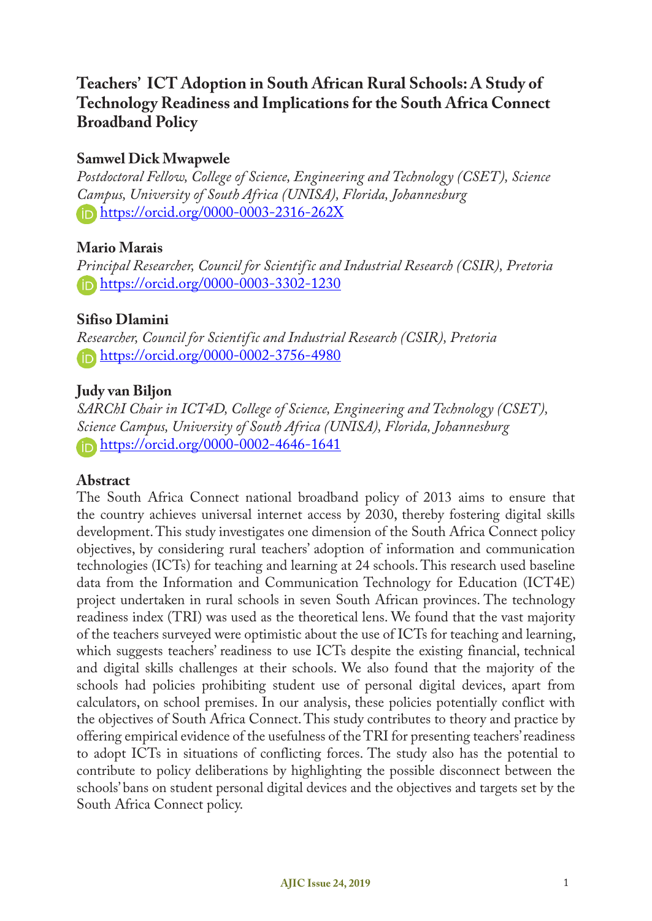# Teachers' ICT Adoption in South African Rural Schools: A Study of Technology Readiness and Implications for the South Africa Connect Broadband Policy

**Samwel Dick Mwapwele**

*Postdoctoral Fellow, College of Science, Engineering and Technology (CSET), Science Campus, University of South Africa (UNISA), Florida, Johannesburg*
https://orcid.org/0000-0003-2316-262X

**Mario Marais**

*Principal Researcher, Council for Scientific and Industrial Research (CSIR), Pretoria*
https://orcid.org/0000-0003-3302-1230

**Sifiso Dlamini**

*Researcher, Council for Scientific and Industrial Research (CSIR), Pretoria*
https://orcid.org/0000-0002-3756-4980

**Judy van Biljon**

*SARChI Chair in ICT4D, College of Science, Engineering and Technology (CSET), Science Campus, University of South Africa (UNISA), Florida, Johannesburg*
https://orcid.org/0000-0002-4646-1641

## Abstract

The South Africa Connect national broadband policy of 2013 aims to ensure that the country achieves universal internet access by 2030, thereby fostering digital skills development. This study investigates one dimension of the South Africa Connect policy objectives, by considering rural teachers' adoption of information and communication technologies (ICTs) for teaching and learning at 24 schools. This research used baseline data from the Information and Communication Technology for Education (ICT4E) project undertaken in rural schools in seven South African provinces. The technology readiness index (TRI) was used as the theoretical lens. We found that the vast majority of the teachers surveyed were optimistic about the use of ICTs for teaching and learning, which suggests teachers' readiness to use ICTs despite the existing financial, technical and digital skills challenges at their schools. We also found that the majority of the schools had policies prohibiting student use of personal digital devices, apart from calculators, on school premises. In our analysis, these policies potentially conflict with the objectives of South Africa Connect. This study contributes to theory and practice by offering empirical evidence of the usefulness of the TRI for presenting teachers' readiness to adopt ICTs in situations of conflicting forces. The study also has the potential to contribute to policy deliberations by highlighting the possible disconnect between the schools' bans on student personal digital devices and the objectives and targets set by the South Africa Connect policy.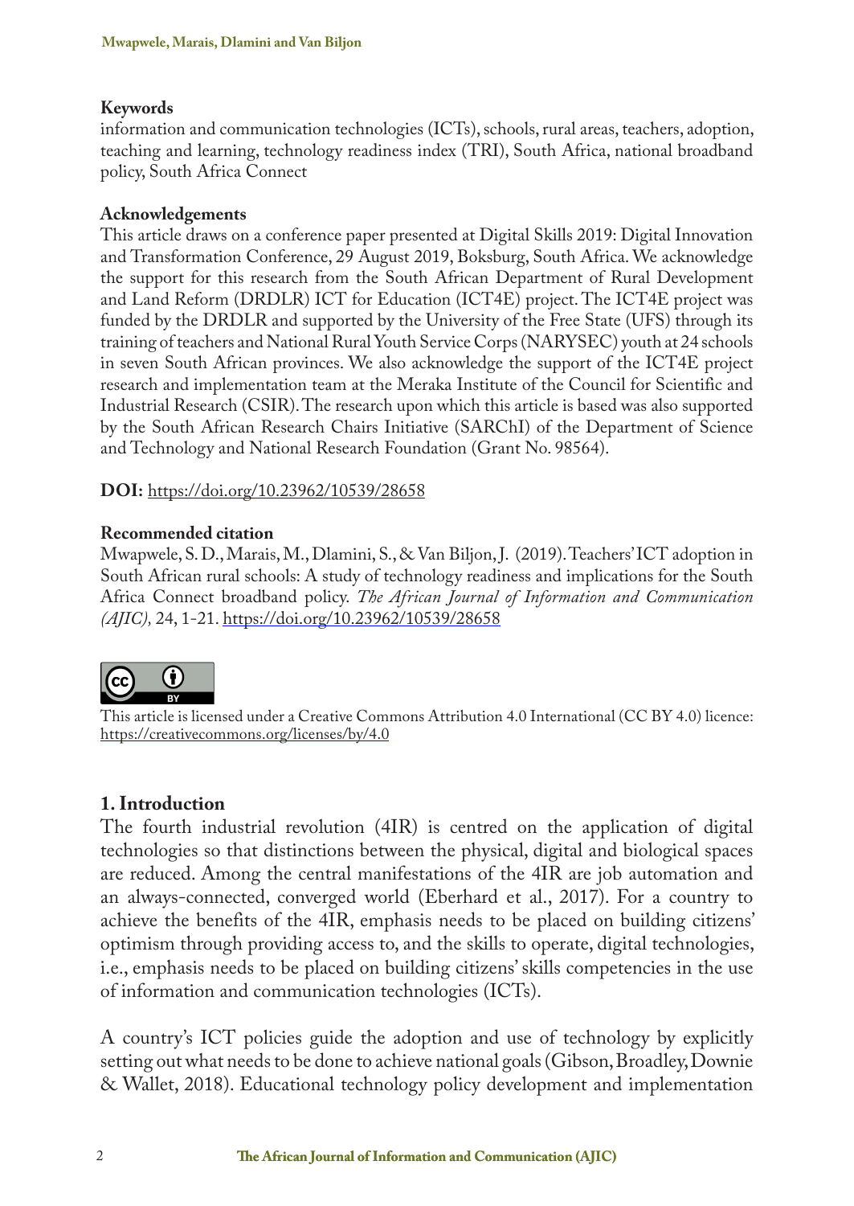**Keywords**
information and communication technologies (ICTs), schools, rural areas, teachers, adoption, teaching and learning, technology readiness index (TRI), South Africa, national broadband policy, South Africa Connect

**Acknowledgements**
This article draws on a conference paper presented at Digital Skills 2019: Digital Innovation and Transformation Conference, 29 August 2019, Boksburg, South Africa. We acknowledge the support for this research from the South African Department of Rural Development and Land Reform (DRDLR) ICT for Education (ICT4E) project. The ICT4E project was funded by the DRDLR and supported by the University of the Free State (UFS) through its training of teachers and National Rural Youth Service Corps (NARYSEC) youth at 24 schools in seven South African provinces. We also acknowledge the support of the ICT4E project research and implementation team at the Meraka Institute of the Council for Scientific and Industrial Research (CSIR). The research upon which this article is based was also supported by the South African Research Chairs Initiative (SARChI) of the Department of Science and Technology and National Research Foundation (Grant No. 98564).

**DOI:** https://doi.org/10.23962/10539/28658

**Recommended citation**
Mwapwele, S. D., Marais, M., Dlamini, S., & Van Biljon, J. (2019). Teachers' ICT adoption in South African rural schools: A study of technology readiness and implications for the South Africa Connect broadband policy. *The African Journal of Information and Communication (AJIC),* 24, 1-21. https://doi.org/10.23962/10539/28658

This article is licensed under a Creative Commons Attribution 4.0 International (CC BY 4.0) licence: https://creativecommons.org/licenses/by/4.0

## 1. Introduction

The fourth industrial revolution (4IR) is centred on the application of digital technologies so that distinctions between the physical, digital and biological spaces are reduced. Among the central manifestations of the 4IR are job automation and an always-connected, converged world (Eberhard et al., 2017). For a country to achieve the benefits of the 4IR, emphasis needs to be placed on building citizens' optimism through providing access to, and the skills to operate, digital technologies, i.e., emphasis needs to be placed on building citizens' skills competencies in the use of information and communication technologies (ICTs).

A country's ICT policies guide the adoption and use of technology by explicitly setting out what needs to be done to achieve national goals (Gibson, Broadley, Downie & Wallet, 2018). Educational technology policy development and implementation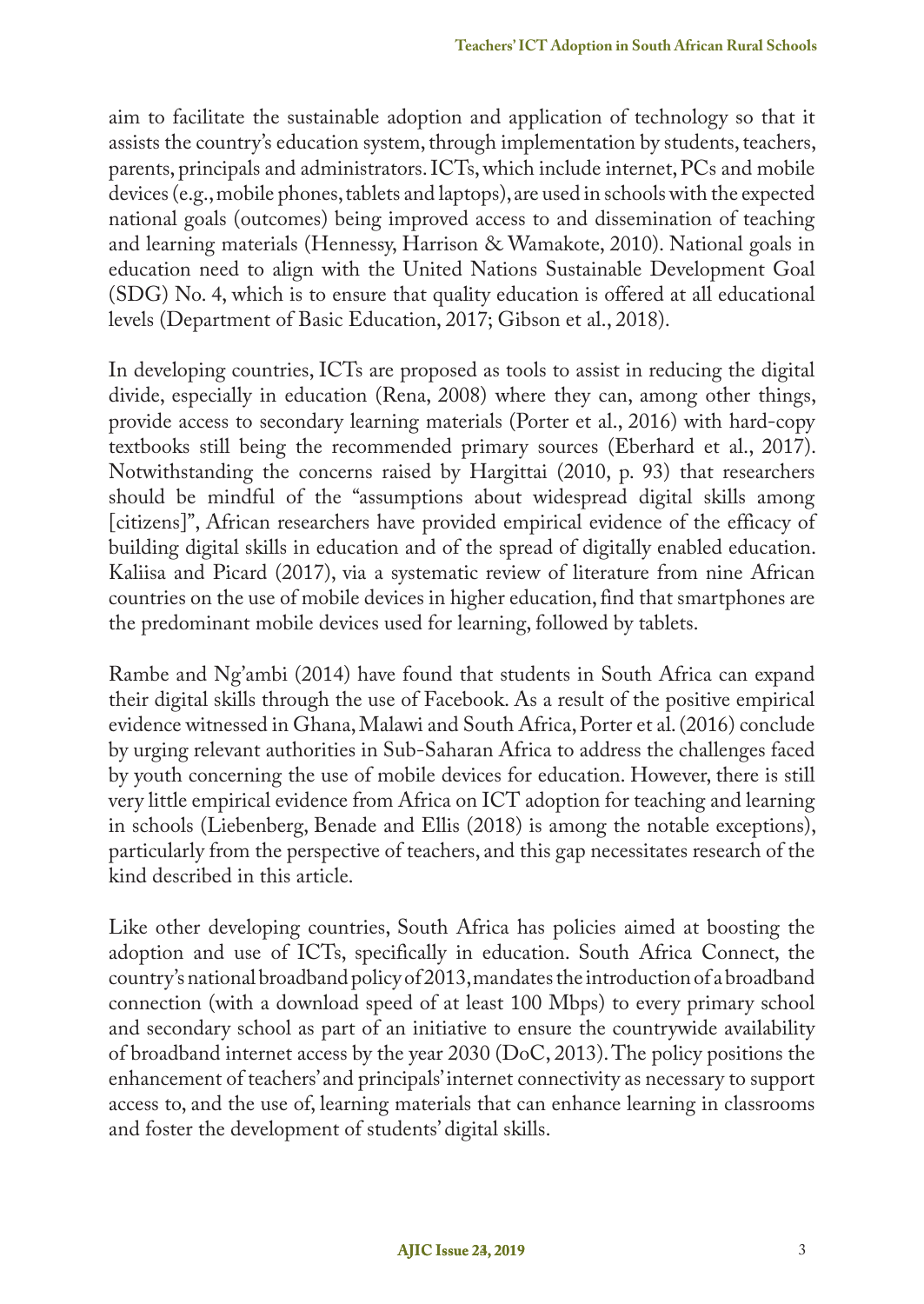aim to facilitate the sustainable adoption and application of technology so that it assists the country's education system, through implementation by students, teachers, parents, principals and administrators. ICTs, which include internet, PCs and mobile devices (e.g., mobile phones, tablets and laptops), are used in schools with the expected national goals (outcomes) being improved access to and dissemination of teaching and learning materials (Hennessy, Harrison & Wamakote, 2010). National goals in education need to align with the United Nations Sustainable Development Goal (SDG) No. 4, which is to ensure that quality education is offered at all educational levels (Department of Basic Education, 2017; Gibson et al., 2018).

In developing countries, ICTs are proposed as tools to assist in reducing the digital divide, especially in education (Rena, 2008) where they can, among other things, provide access to secondary learning materials (Porter et al., 2016) with hard-copy textbooks still being the recommended primary sources (Eberhard et al., 2017). Notwithstanding the concerns raised by Hargittai (2010, p. 93) that researchers should be mindful of the "assumptions about widespread digital skills among [citizens]", African researchers have provided empirical evidence of the efficacy of building digital skills in education and of the spread of digitally enabled education. Kaliisa and Picard (2017), via a systematic review of literature from nine African countries on the use of mobile devices in higher education, find that smartphones are the predominant mobile devices used for learning, followed by tablets.

Rambe and Ng'ambi (2014) have found that students in South Africa can expand their digital skills through the use of Facebook. As a result of the positive empirical evidence witnessed in Ghana, Malawi and South Africa, Porter et al. (2016) conclude by urging relevant authorities in Sub-Saharan Africa to address the challenges faced by youth concerning the use of mobile devices for education. However, there is still very little empirical evidence from Africa on ICT adoption for teaching and learning in schools (Liebenberg, Benade and Ellis (2018) is among the notable exceptions), particularly from the perspective of teachers, and this gap necessitates research of the kind described in this article.

Like other developing countries, South Africa has policies aimed at boosting the adoption and use of ICTs, specifically in education. South Africa Connect, the country's national broadband policy of 2013, mandates the introduction of a broadband connection (with a download speed of at least 100 Mbps) to every primary school and secondary school as part of an initiative to ensure the countrywide availability of broadband internet access by the year 2030 (DoC, 2013). The policy positions the enhancement of teachers' and principals' internet connectivity as necessary to support access to, and the use of, learning materials that can enhance learning in classrooms and foster the development of students' digital skills.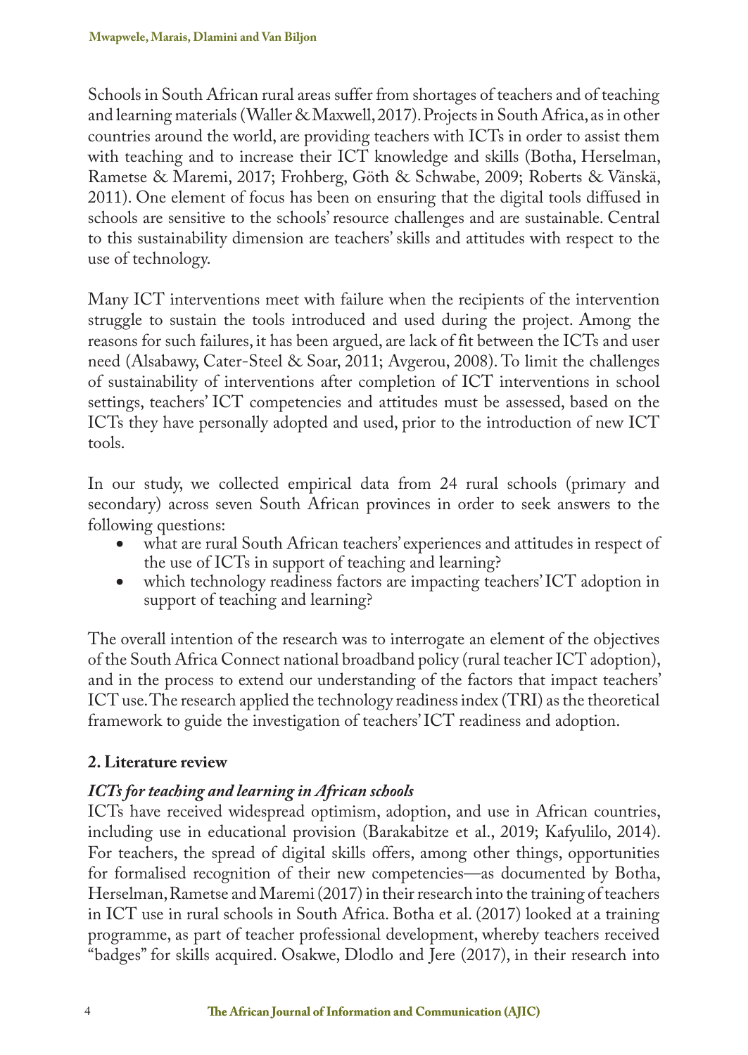Schools in South African rural areas suffer from shortages of teachers and of teaching and learning materials (Waller & Maxwell, 2017). Projects in South Africa, as in other countries around the world, are providing teachers with ICTs in order to assist them with teaching and to increase their ICT knowledge and skills (Botha, Herselman, Rametse & Maremi, 2017; Frohberg, Göth & Schwabe, 2009; Roberts & Vänskä, 2011). One element of focus has been on ensuring that the digital tools diffused in schools are sensitive to the schools' resource challenges and are sustainable. Central to this sustainability dimension are teachers' skills and attitudes with respect to the use of technology.

Many ICT interventions meet with failure when the recipients of the intervention struggle to sustain the tools introduced and used during the project. Among the reasons for such failures, it has been argued, are lack of fit between the ICTs and user need (Alsabawy, Cater-Steel & Soar, 2011; Avgerou, 2008). To limit the challenges of sustainability of interventions after completion of ICT interventions in school settings, teachers' ICT competencies and attitudes must be assessed, based on the ICTs they have personally adopted and used, prior to the introduction of new ICT tools.

In our study, we collected empirical data from 24 rural schools (primary and secondary) across seven South African provinces in order to seek answers to the following questions:

- what are rural South African teachers' experiences and attitudes in respect of the use of ICTs in support of teaching and learning?
- which technology readiness factors are impacting teachers' ICT adoption in support of teaching and learning?

The overall intention of the research was to interrogate an element of the objectives of the South Africa Connect national broadband policy (rural teacher ICT adoption), and in the process to extend our understanding of the factors that impact teachers' ICT use. The research applied the technology readiness index (TRI) as the theoretical framework to guide the investigation of teachers' ICT readiness and adoption.

## 2. Literature review

### *ICTs for teaching and learning in African schools*

ICTs have received widespread optimism, adoption, and use in African countries, including use in educational provision (Barakabitze et al., 2019; Kafyulilo, 2014). For teachers, the spread of digital skills offers, among other things, opportunities for formalised recognition of their new competencies—as documented by Botha, Herselman, Rametse and Maremi (2017) in their research into the training of teachers in ICT use in rural schools in South Africa. Botha et al. (2017) looked at a training programme, as part of teacher professional development, whereby teachers received "badges" for skills acquired. Osakwe, Dlodlo and Jere (2017), in their research into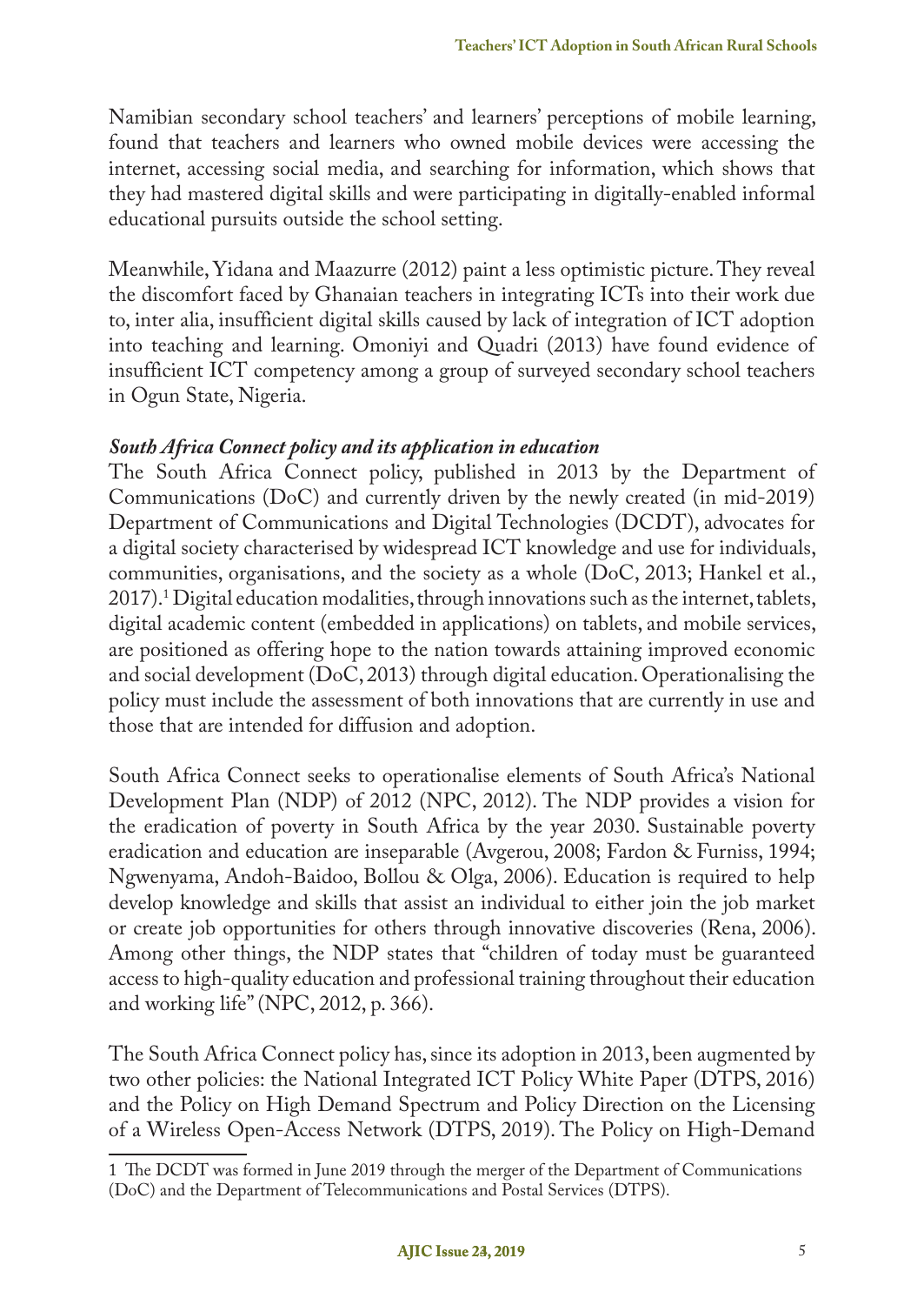Namibian secondary school teachers' and learners' perceptions of mobile learning, found that teachers and learners who owned mobile devices were accessing the internet, accessing social media, and searching for information, which shows that they had mastered digital skills and were participating in digitally-enabled informal educational pursuits outside the school setting.

Meanwhile, Yidana and Maazurre (2012) paint a less optimistic picture. They reveal the discomfort faced by Ghanaian teachers in integrating ICTs into their work due to, inter alia, insufficient digital skills caused by lack of integration of ICT adoption into teaching and learning. Omoniyi and Quadri (2013) have found evidence of insufficient ICT competency among a group of surveyed secondary school teachers in Ogun State, Nigeria.

### *South Africa Connect policy and its application in education*

The South Africa Connect policy, published in 2013 by the Department of Communications (DoC) and currently driven by the newly created (in mid-2019) Department of Communications and Digital Technologies (DCDT), advocates for a digital society characterised by widespread ICT knowledge and use for individuals, communities, organisations, and the society as a whole (DoC, 2013; Hankel et al., 2017).[1] Digital education modalities, through innovations such as the internet, tablets, digital academic content (embedded in applications) on tablets, and mobile services, are positioned as offering hope to the nation towards attaining improved economic and social development (DoC, 2013) through digital education. Operationalising the policy must include the assessment of both innovations that are currently in use and those that are intended for diffusion and adoption.

South Africa Connect seeks to operationalise elements of South Africa's National Development Plan (NDP) of 2012 (NPC, 2012). The NDP provides a vision for the eradication of poverty in South Africa by the year 2030. Sustainable poverty eradication and education are inseparable (Avgerou, 2008; Fardon & Furniss, 1994; Ngwenyama, Andoh-Baidoo, Bollou & Olga, 2006). Education is required to help develop knowledge and skills that assist an individual to either join the job market or create job opportunities for others through innovative discoveries (Rena, 2006). Among other things, the NDP states that "children of today must be guaranteed access to high-quality education and professional training throughout their education and working life" (NPC, 2012, p. 366).

The South Africa Connect policy has, since its adoption in 2013, been augmented by two other policies: the National Integrated ICT Policy White Paper (DTPS, 2016) and the Policy on High Demand Spectrum and Policy Direction on the Licensing of a Wireless Open-Access Network (DTPS, 2019). The Policy on High-Demand

---

1 The DCDT was formed in June 2019 through the merger of the Department of Communications (DoC) and the Department of Telecommunications and Postal Services (DTPS).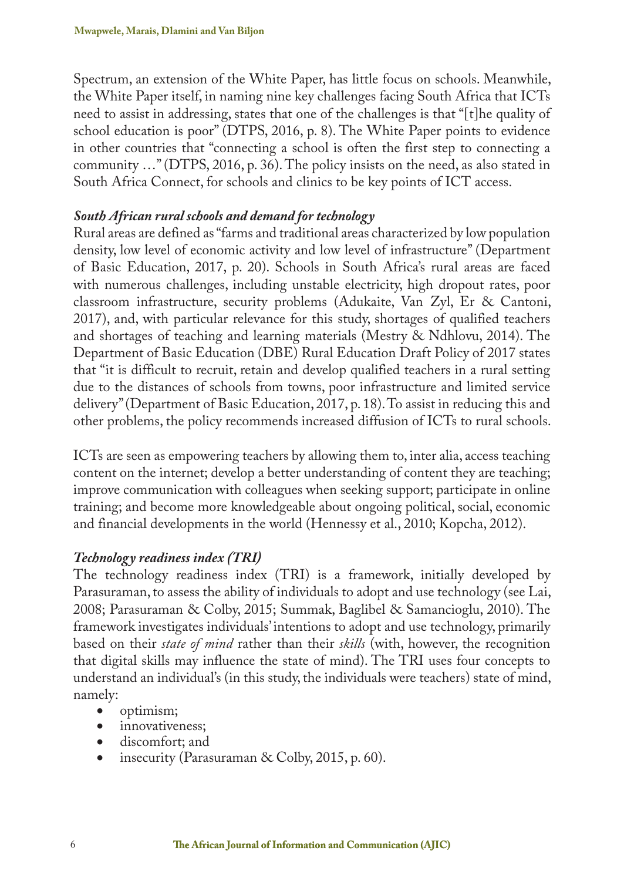Spectrum, an extension of the White Paper, has little focus on schools. Meanwhile, the White Paper itself, in naming nine key challenges facing South Africa that ICTs need to assist in addressing, states that one of the challenges is that "[t]he quality of school education is poor" (DTPS, 2016, p. 8). The White Paper points to evidence in other countries that "connecting a school is often the first step to connecting a community …" (DTPS, 2016, p. 36). The policy insists on the need, as also stated in South Africa Connect, for schools and clinics to be key points of ICT access.

### *South African rural schools and demand for technology*

Rural areas are defined as "farms and traditional areas characterized by low population density, low level of economic activity and low level of infrastructure" (Department of Basic Education, 2017, p. 20). Schools in South Africa's rural areas are faced with numerous challenges, including unstable electricity, high dropout rates, poor classroom infrastructure, security problems (Adukaite, Van Zyl, Er & Cantoni, 2017), and, with particular relevance for this study, shortages of qualified teachers and shortages of teaching and learning materials (Mestry & Ndhlovu, 2014). The Department of Basic Education (DBE) Rural Education Draft Policy of 2017 states that "it is difficult to recruit, retain and develop qualified teachers in a rural setting due to the distances of schools from towns, poor infrastructure and limited service delivery" (Department of Basic Education, 2017, p. 18). To assist in reducing this and other problems, the policy recommends increased diffusion of ICTs to rural schools.

ICTs are seen as empowering teachers by allowing them to, inter alia, access teaching content on the internet; develop a better understanding of content they are teaching; improve communication with colleagues when seeking support; participate in online training; and become more knowledgeable about ongoing political, social, economic and financial developments in the world (Hennessy et al., 2010; Kopcha, 2012).

### *Technology readiness index (TRI)*

The technology readiness index (TRI) is a framework, initially developed by Parasuraman, to assess the ability of individuals to adopt and use technology (see Lai, 2008; Parasuraman & Colby, 2015; Summak, Baglibel & Samancioglu, 2010). The framework investigates individuals' intentions to adopt and use technology, primarily based on their *state of mind* rather than their *skills* (with, however, the recognition that digital skills may influence the state of mind). The TRI uses four concepts to understand an individual's (in this study, the individuals were teachers) state of mind, namely:

- optimism;
- innovativeness;
- discomfort; and
- insecurity (Parasuraman & Colby, 2015, p. 60).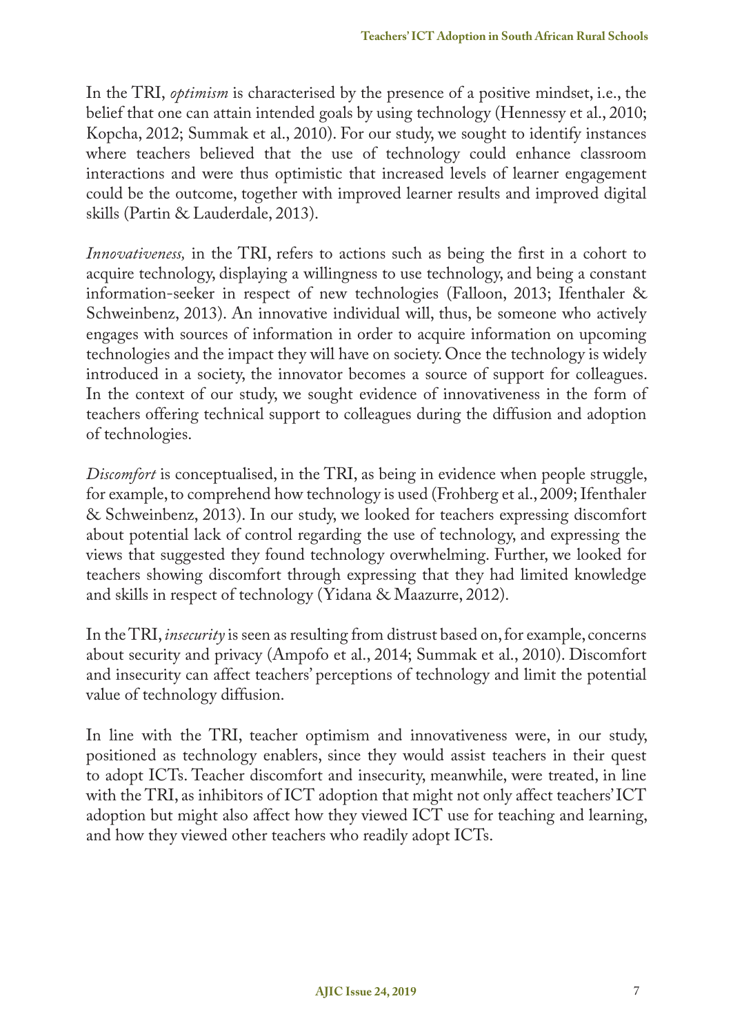In the TRI, *optimism* is characterised by the presence of a positive mindset, i.e., the belief that one can attain intended goals by using technology (Hennessy et al., 2010; Kopcha, 2012; Summak et al., 2010). For our study, we sought to identify instances where teachers believed that the use of technology could enhance classroom interactions and were thus optimistic that increased levels of learner engagement could be the outcome, together with improved learner results and improved digital skills (Partin & Lauderdale, 2013).

*Innovativeness,* in the TRI, refers to actions such as being the first in a cohort to acquire technology, displaying a willingness to use technology, and being a constant information-seeker in respect of new technologies (Falloon, 2013; Ifenthaler & Schweinbenz, 2013). An innovative individual will, thus, be someone who actively engages with sources of information in order to acquire information on upcoming technologies and the impact they will have on society. Once the technology is widely introduced in a society, the innovator becomes a source of support for colleagues. In the context of our study, we sought evidence of innovativeness in the form of teachers offering technical support to colleagues during the diffusion and adoption of technologies.

*Discomfort* is conceptualised, in the TRI, as being in evidence when people struggle, for example, to comprehend how technology is used (Frohberg et al., 2009; Ifenthaler & Schweinbenz, 2013). In our study, we looked for teachers expressing discomfort about potential lack of control regarding the use of technology, and expressing the views that suggested they found technology overwhelming. Further, we looked for teachers showing discomfort through expressing that they had limited knowledge and skills in respect of technology (Yidana & Maazurre, 2012).

In the TRI, *insecurity* is seen as resulting from distrust based on, for example, concerns about security and privacy (Ampofo et al., 2014; Summak et al., 2010). Discomfort and insecurity can affect teachers' perceptions of technology and limit the potential value of technology diffusion.

In line with the TRI, teacher optimism and innovativeness were, in our study, positioned as technology enablers, since they would assist teachers in their quest to adopt ICTs. Teacher discomfort and insecurity, meanwhile, were treated, in line with the TRI, as inhibitors of ICT adoption that might not only affect teachers' ICT adoption but might also affect how they viewed ICT use for teaching and learning, and how they viewed other teachers who readily adopt ICTs.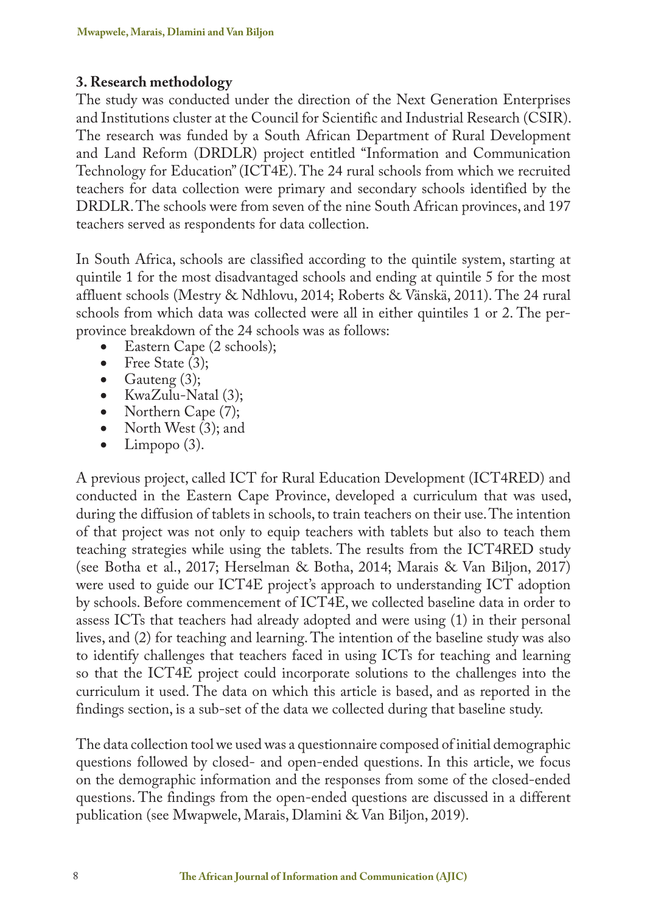## 3. Research methodology

The study was conducted under the direction of the Next Generation Enterprises and Institutions cluster at the Council for Scientific and Industrial Research (CSIR). The research was funded by a South African Department of Rural Development and Land Reform (DRDLR) project entitled "Information and Communication Technology for Education" (ICT4E). The 24 rural schools from which we recruited teachers for data collection were primary and secondary schools identified by the DRDLR. The schools were from seven of the nine South African provinces, and 197 teachers served as respondents for data collection.

In South Africa, schools are classified according to the quintile system, starting at quintile 1 for the most disadvantaged schools and ending at quintile 5 for the most affluent schools (Mestry & Ndhlovu, 2014; Roberts & Vänskä, 2011). The 24 rural schools from which data was collected were all in either quintiles 1 or 2. The per-province breakdown of the 24 schools was as follows:

- Eastern Cape (2 schools);
- Free State (3);
- Gauteng (3);
- KwaZulu-Natal (3);
- Northern Cape (7);
- North West (3); and
- Limpopo (3).

A previous project, called ICT for Rural Education Development (ICT4RED) and conducted in the Eastern Cape Province, developed a curriculum that was used, during the diffusion of tablets in schools, to train teachers on their use. The intention of that project was not only to equip teachers with tablets but also to teach them teaching strategies while using the tablets. The results from the ICT4RED study (see Botha et al., 2017; Herselman & Botha, 2014; Marais & Van Biljon, 2017) were used to guide our ICT4E project's approach to understanding ICT adoption by schools. Before commencement of ICT4E, we collected baseline data in order to assess ICTs that teachers had already adopted and were using (1) in their personal lives, and (2) for teaching and learning. The intention of the baseline study was also to identify challenges that teachers faced in using ICTs for teaching and learning so that the ICT4E project could incorporate solutions to the challenges into the curriculum it used. The data on which this article is based, and as reported in the findings section, is a sub-set of the data we collected during that baseline study.

The data collection tool we used was a questionnaire composed of initial demographic questions followed by closed- and open-ended questions. In this article, we focus on the demographic information and the responses from some of the closed-ended questions. The findings from the open-ended questions are discussed in a different publication (see Mwapwele, Marais, Dlamini & Van Biljon, 2019).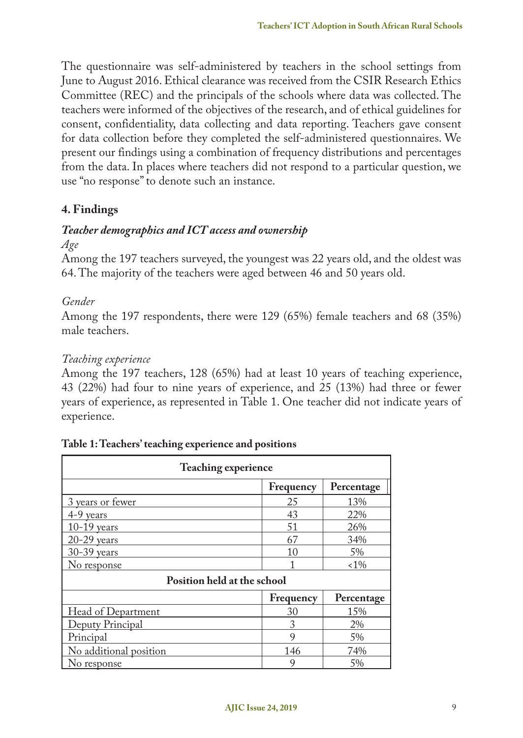The questionnaire was self-administered by teachers in the school settings from June to August 2016. Ethical clearance was received from the CSIR Research Ethics Committee (REC) and the principals of the schools where data was collected. The teachers were informed of the objectives of the research, and of ethical guidelines for consent, confidentiality, data collecting and data reporting. Teachers gave consent for data collection before they completed the self-administered questionnaires. We present our findings using a combination of frequency distributions and percentages from the data. In places where teachers did not respond to a particular question, we use "no response" to denote such an instance.

## 4. Findings

### *Teacher demographics and ICT access and ownership*

*Age*

Among the 197 teachers surveyed, the youngest was 22 years old, and the oldest was 64. The majority of the teachers were aged between 46 and 50 years old.

*Gender*

Among the 197 respondents, there were 129 (65%) female teachers and 68 (35%) male teachers.

*Teaching experience*

Among the 197 teachers, 128 (65%) had at least 10 years of teaching experience, 43 (22%) had four to nine years of experience, and 25 (13%) had three or fewer years of experience, as represented in Table 1. One teacher did not indicate years of experience.

**Table 1: Teachers' teaching experience and positions**

| **Teaching experience** | | |
|---|---|---|
| | **Frequency** | **Percentage** |
| 3 years or fewer | 25 | 13% |
| 4-9 years | 43 | 22% |
| 10-19 years | 51 | 26% |
| 20-29 years | 67 | 34% |
| 30-39 years | 10 | 5% |
| No response | 1 | <1% |
| **Position held at the school** | | |
| | **Frequency** | **Percentage** |
| Head of Department | 30 | 15% |
| Deputy Principal | 3 | 2% |
| Principal | 9 | 5% |
| No additional position | 146 | 74% |
| No response | 9 | 5% |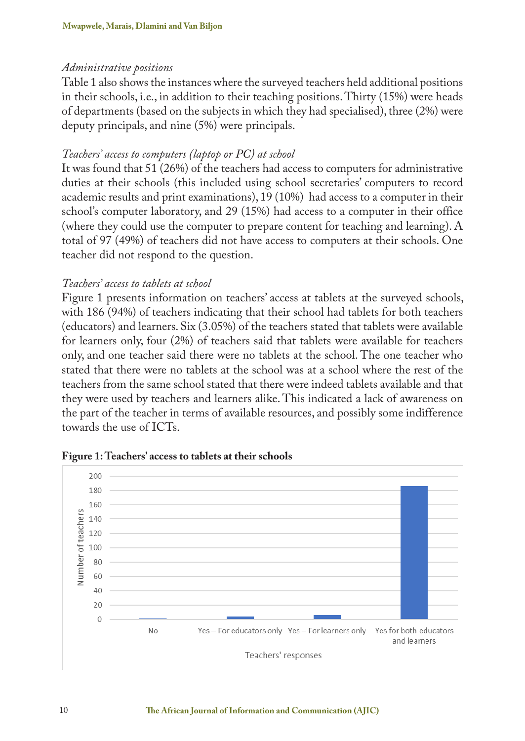*Administrative positions*

Table 1 also shows the instances where the surveyed teachers held additional positions in their schools, i.e., in addition to their teaching positions. Thirty (15%) were heads of departments (based on the subjects in which they had specialised), three (2%) were deputy principals, and nine (5%) were principals.

*Teachers' access to computers (laptop or PC) at school*

It was found that 51 (26%) of the teachers had access to computers for administrative duties at their schools (this included using school secretaries' computers to record academic results and print examinations), 19 (10%) had access to a computer in their school's computer laboratory, and 29 (15%) had access to a computer in their office (where they could use the computer to prepare content for teaching and learning). A total of 97 (49%) of teachers did not have access to computers at their schools. One teacher did not respond to the question.

*Teachers' access to tablets at school*

Figure 1 presents information on teachers' access at tablets at the surveyed schools, with 186 (94%) of teachers indicating that their school had tablets for both teachers (educators) and learners. Six (3.05%) of the teachers stated that tablets were available for learners only, four (2%) of teachers said that tablets were available for teachers only, and one teacher said there were no tablets at the school. The one teacher who stated that there were no tablets at the school was at a school where the rest of the teachers from the same school stated that there were indeed tablets available and that they were used by teachers and learners alike. This indicated a lack of awareness on the part of the teacher in terms of available resources, and possibly some indifference towards the use of ICTs.

**Figure 1: Teachers' access to tablets at their schools**

| Teachers' responses | Number of teachers |
|---|---|
| No | 1 |
| Yes – For educators only | 4 |
| Yes – For learners only | 6 |
| Yes for both educators and learners | 186 |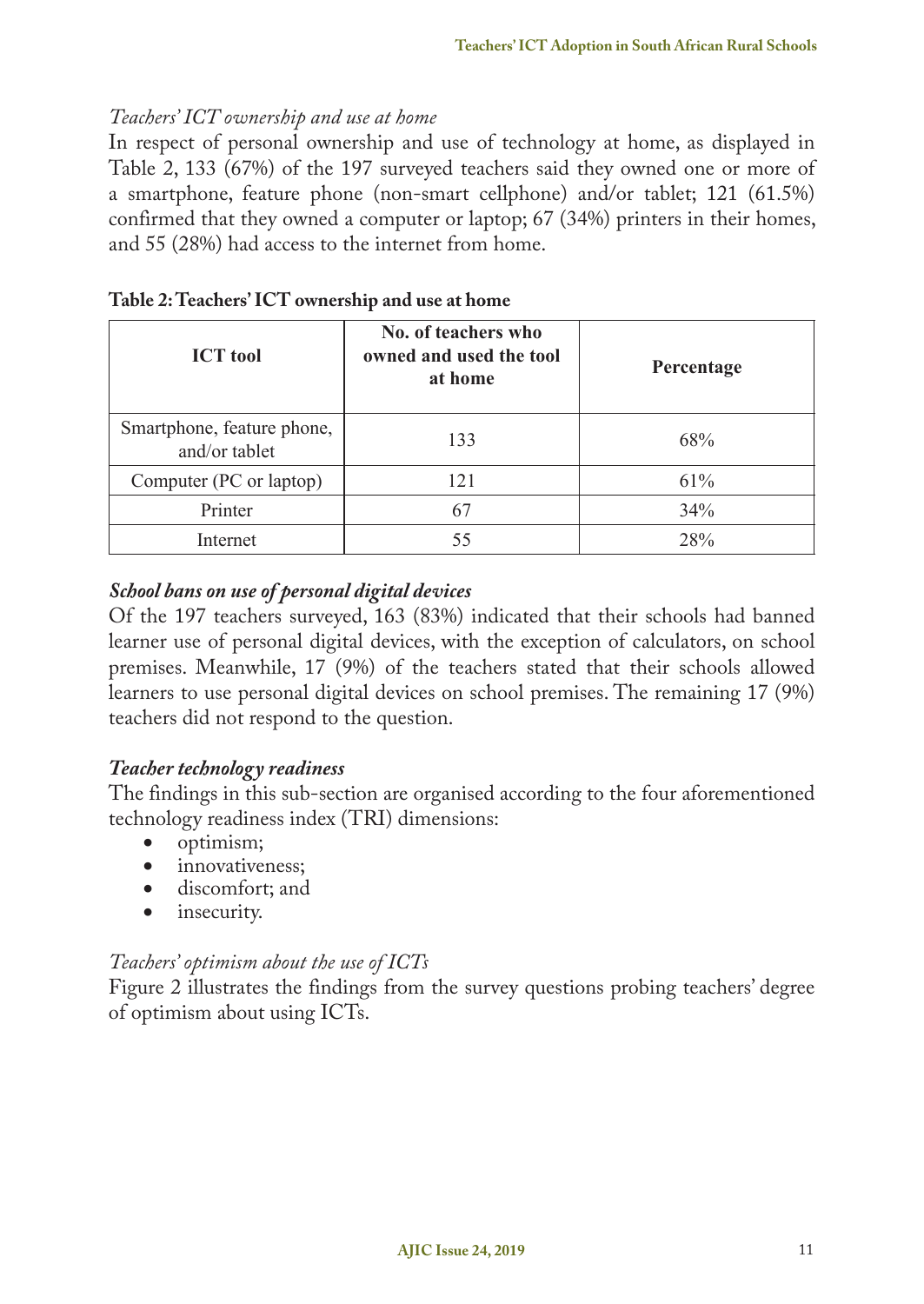*Teachers' ICT ownership and use at home*

In respect of personal ownership and use of technology at home, as displayed in Table 2, 133 (67%) of the 197 surveyed teachers said they owned one or more of a smartphone, feature phone (non-smart cellphone) and/or tablet; 121 (61.5%) confirmed that they owned a computer or laptop; 67 (34%) printers in their homes, and 55 (28%) had access to the internet from home.

**Table 2: Teachers' ICT ownership and use at home**

| ICT tool | No. of teachers who owned and used the tool at home | Percentage |
|---|---|---|
| Smartphone, feature phone, and/or tablet | 133 | 68% |
| Computer (PC or laptop) | 121 | 61% |
| Printer | 67 | 34% |
| Internet | 55 | 28% |

***School bans on use of personal digital devices***

Of the 197 teachers surveyed, 163 (83%) indicated that their schools had banned learner use of personal digital devices, with the exception of calculators, on school premises. Meanwhile, 17 (9%) of the teachers stated that their schools allowed learners to use personal digital devices on school premises. The remaining 17 (9%) teachers did not respond to the question.

***Teacher technology readiness***

The findings in this sub-section are organised according to the four aforementioned technology readiness index (TRI) dimensions:

- optimism;
- innovativeness;
- discomfort; and
- insecurity.

*Teachers' optimism about the use of ICTs*

Figure 2 illustrates the findings from the survey questions probing teachers' degree of optimism about using ICTs.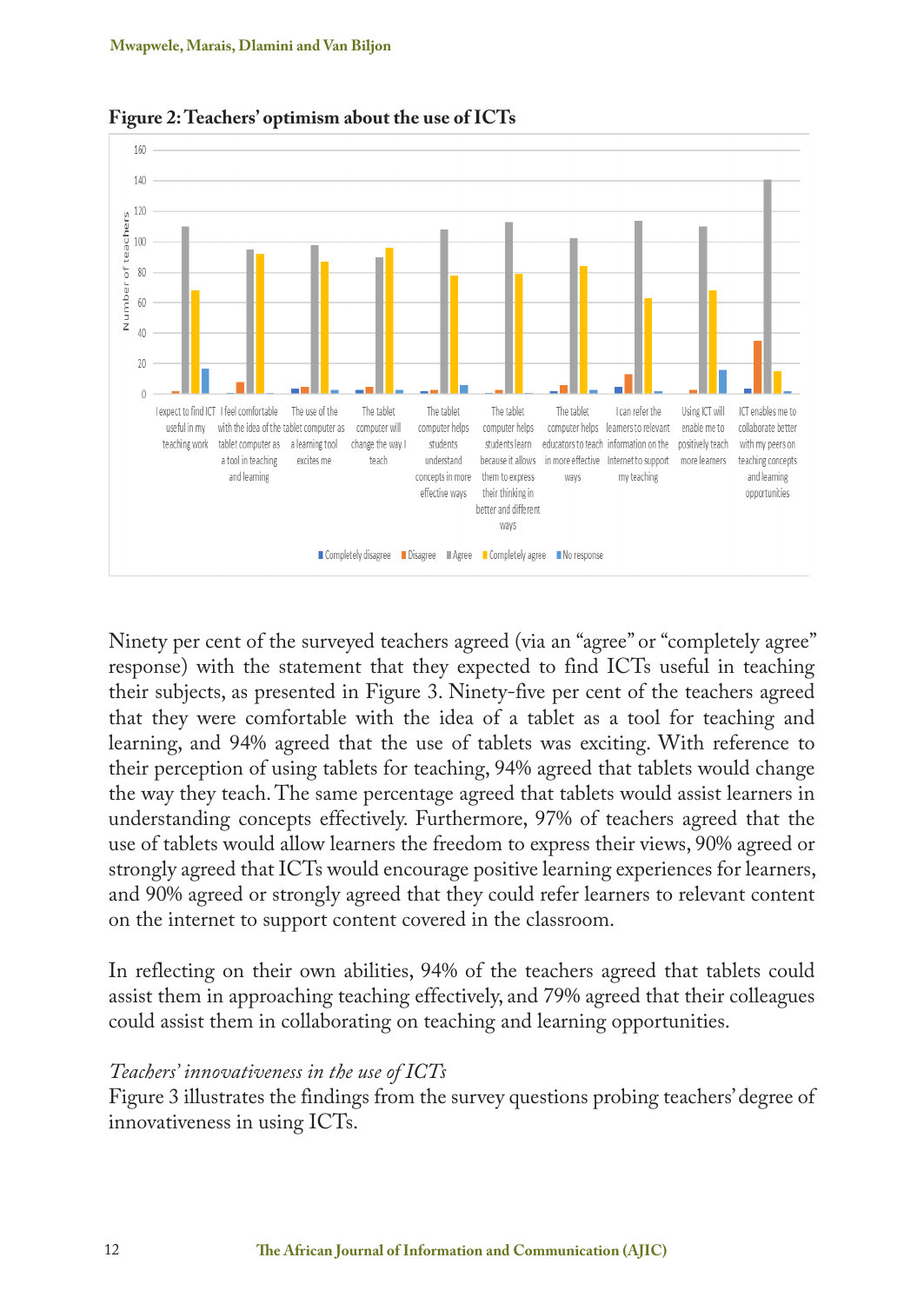**Figure 2: Teachers' optimism about the use of ICTs**

Ninety per cent of the surveyed teachers agreed (via an "agree" or "completely agree" response) with the statement that they expected to find ICTs useful in teaching their subjects, as presented in Figure 3. Ninety-five per cent of the teachers agreed that they were comfortable with the idea of a tablet as a tool for teaching and learning, and 94% agreed that the use of tablets was exciting. With reference to their perception of using tablets for teaching, 94% agreed that tablets would change the way they teach. The same percentage agreed that tablets would assist learners in understanding concepts effectively. Furthermore, 97% of teachers agreed that the use of tablets would allow learners the freedom to express their views, 90% agreed or strongly agreed that ICTs would encourage positive learning experiences for learners, and 90% agreed or strongly agreed that they could refer learners to relevant content on the internet to support content covered in the classroom.

In reflecting on their own abilities, 94% of the teachers agreed that tablets could assist them in approaching teaching effectively, and 79% agreed that their colleagues could assist them in collaborating on teaching and learning opportunities.

*Teachers' innovativeness in the use of ICTs*

Figure 3 illustrates the findings from the survey questions probing teachers' degree of innovativeness in using ICTs.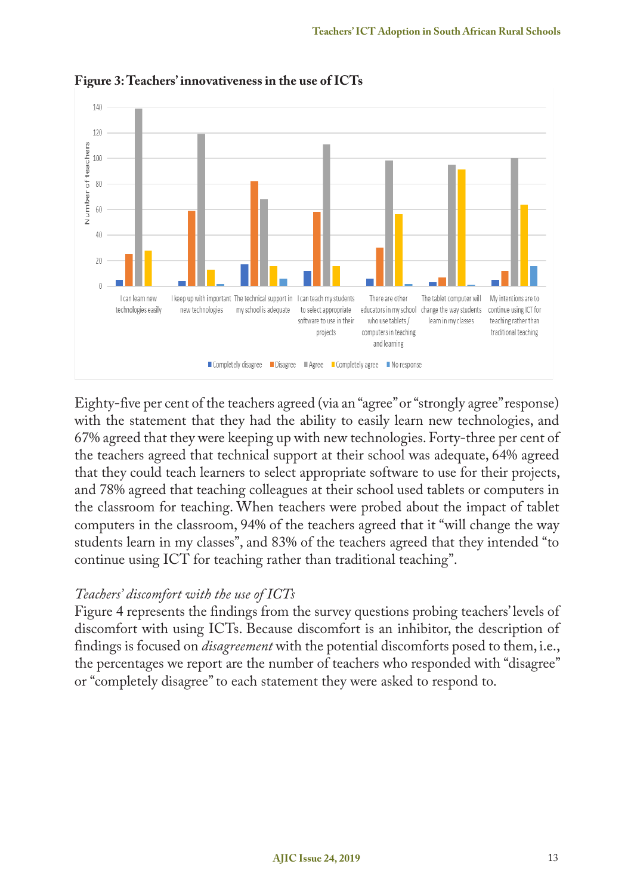**Figure 3: Teachers' innovativeness in the use of ICTs**

Eighty-five per cent of the teachers agreed (via an "agree" or "strongly agree" response) with the statement that they had the ability to easily learn new technologies, and 67% agreed that they were keeping up with new technologies. Forty-three per cent of the teachers agreed that technical support at their school was adequate, 64% agreed that they could teach learners to select appropriate software to use for their projects, and 78% agreed that teaching colleagues at their school used tablets or computers in the classroom for teaching. When teachers were probed about the impact of tablet computers in the classroom, 94% of the teachers agreed that it "will change the way students learn in my classes", and 83% of the teachers agreed that they intended "to continue using ICT for teaching rather than traditional teaching".

*Teachers' discomfort with the use of ICTs*

Figure 4 represents the findings from the survey questions probing teachers' levels of discomfort with using ICTs. Because discomfort is an inhibitor, the description of findings is focused on *disagreement* with the potential discomforts posed to them, i.e., the percentages we report are the number of teachers who responded with "disagree" or "completely disagree" to each statement they were asked to respond to.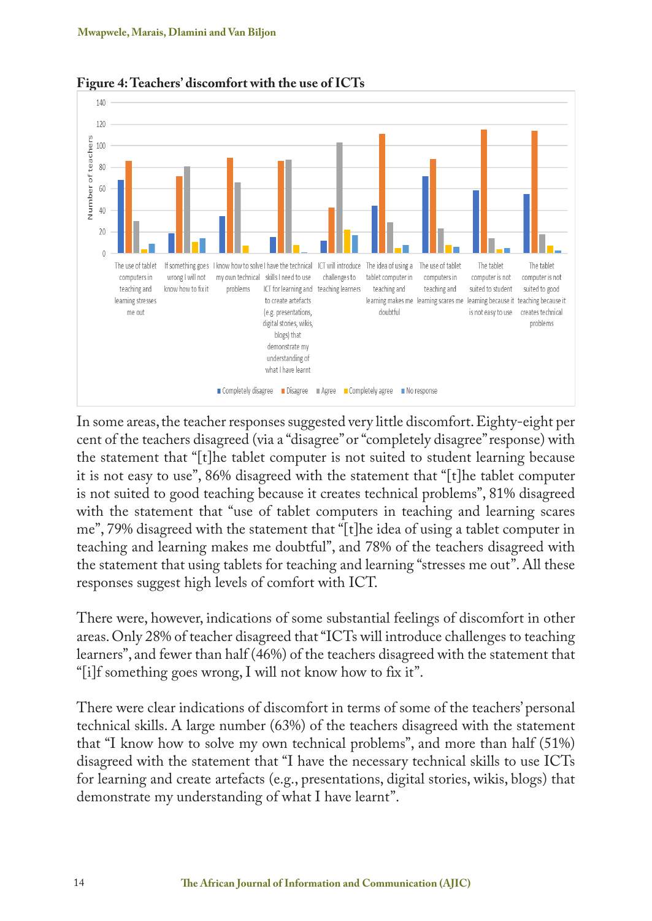**Figure 4: Teachers' discomfort with the use of ICTs**

In some areas, the teacher responses suggested very little discomfort. Eighty-eight per cent of the teachers disagreed (via a "disagree" or "completely disagree" response) with the statement that "[t]he tablet computer is not suited to student learning because it is not easy to use", 86% disagreed with the statement that "[t]he tablet computer is not suited to good teaching because it creates technical problems", 81% disagreed with the statement that "use of tablet computers in teaching and learning scares me", 79% disagreed with the statement that "[t]he idea of using a tablet computer in teaching and learning makes me doubtful", and 78% of the teachers disagreed with the statement that using tablets for teaching and learning "stresses me out". All these responses suggest high levels of comfort with ICT.

There were, however, indications of some substantial feelings of discomfort in other areas. Only 28% of teacher disagreed that "ICTs will introduce challenges to teaching learners", and fewer than half (46%) of the teachers disagreed with the statement that "[i]f something goes wrong, I will not know how to fix it".

There were clear indications of discomfort in terms of some of the teachers' personal technical skills. A large number (63%) of the teachers disagreed with the statement that "I know how to solve my own technical problems", and more than half (51%) disagreed with the statement that "I have the necessary technical skills to use ICTs for learning and create artefacts (e.g., presentations, digital stories, wikis, blogs) that demonstrate my understanding of what I have learnt".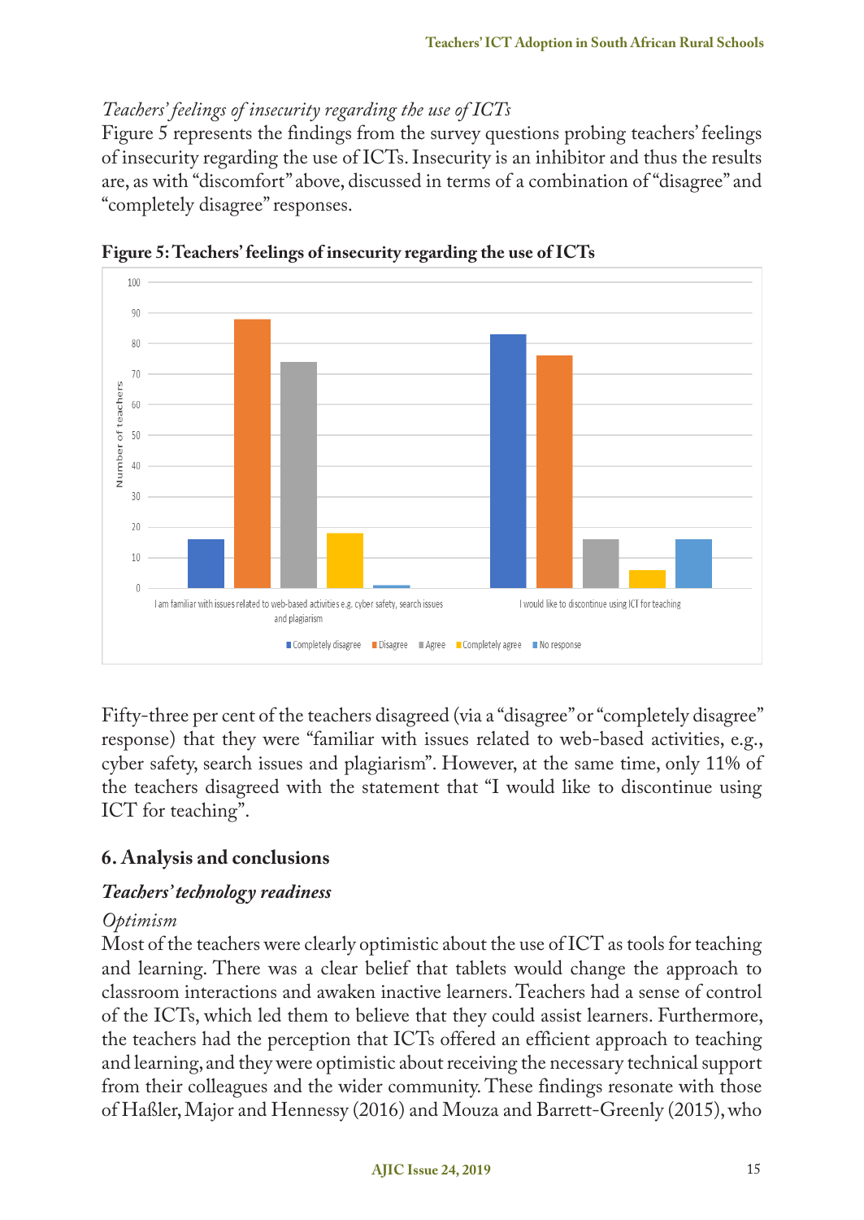*Teachers' feelings of insecurity regarding the use of ICTs*

Figure 5 represents the findings from the survey questions probing teachers' feelings of insecurity regarding the use of ICTs. Insecurity is an inhibitor and thus the results are, as with "discomfort" above, discussed in terms of a combination of "disagree" and "completely disagree" responses.

**Figure 5: Teachers' feelings of insecurity regarding the use of ICTs**

Fifty-three per cent of the teachers disagreed (via a "disagree" or "completely disagree" response) that they were "familiar with issues related to web-based activities, e.g., cyber safety, search issues and plagiarism". However, at the same time, only 11% of the teachers disagreed with the statement that "I would like to discontinue using ICT for teaching".

## 6. Analysis and conclusions

### *Teachers' technology readiness*

*Optimism*

Most of the teachers were clearly optimistic about the use of ICT as tools for teaching and learning. There was a clear belief that tablets would change the approach to classroom interactions and awaken inactive learners. Teachers had a sense of control of the ICTs, which led them to believe that they could assist learners. Furthermore, the teachers had the perception that ICTs offered an efficient approach to teaching and learning, and they were optimistic about receiving the necessary technical support from their colleagues and the wider community. These findings resonate with those of Haßler, Major and Hennessy (2016) and Mouza and Barrett-Greenly (2015), who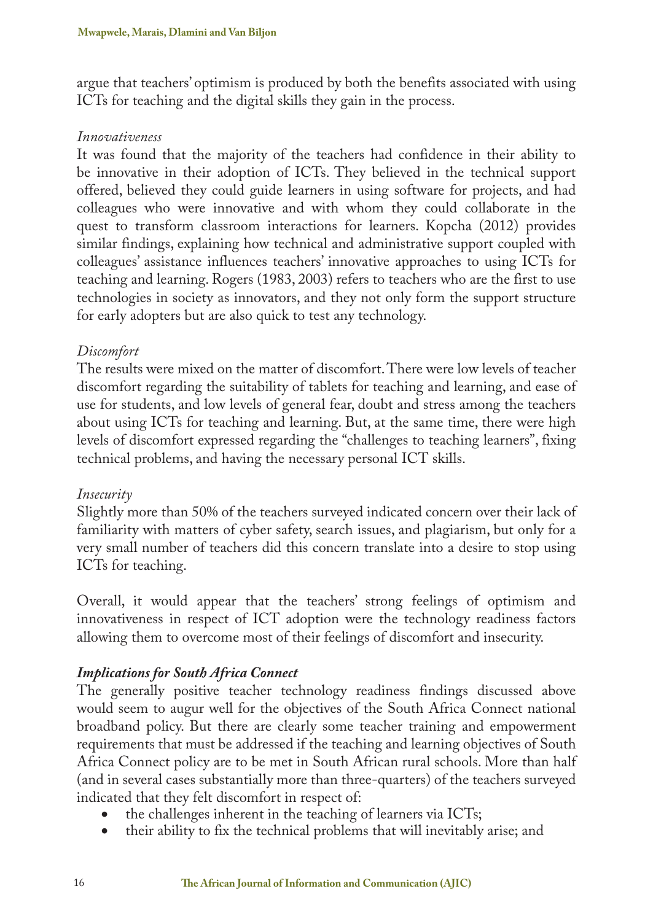argue that teachers' optimism is produced by both the benefits associated with using ICTs for teaching and the digital skills they gain in the process.

*Innovativeness*

It was found that the majority of the teachers had confidence in their ability to be innovative in their adoption of ICTs. They believed in the technical support offered, believed they could guide learners in using software for projects, and had colleagues who were innovative and with whom they could collaborate in the quest to transform classroom interactions for learners. Kopcha (2012) provides similar findings, explaining how technical and administrative support coupled with colleagues' assistance influences teachers' innovative approaches to using ICTs for teaching and learning. Rogers (1983, 2003) refers to teachers who are the first to use technologies in society as innovators, and they not only form the support structure for early adopters but are also quick to test any technology.

*Discomfort*

The results were mixed on the matter of discomfort. There were low levels of teacher discomfort regarding the suitability of tablets for teaching and learning, and ease of use for students, and low levels of general fear, doubt and stress among the teachers about using ICTs for teaching and learning. But, at the same time, there were high levels of discomfort expressed regarding the "challenges to teaching learners", fixing technical problems, and having the necessary personal ICT skills.

*Insecurity*

Slightly more than 50% of the teachers surveyed indicated concern over their lack of familiarity with matters of cyber safety, search issues, and plagiarism, but only for a very small number of teachers did this concern translate into a desire to stop using ICTs for teaching.

Overall, it would appear that the teachers' strong feelings of optimism and innovativeness in respect of ICT adoption were the technology readiness factors allowing them to overcome most of their feelings of discomfort and insecurity.

### *Implications for South Africa Connect*

The generally positive teacher technology readiness findings discussed above would seem to augur well for the objectives of the South Africa Connect national broadband policy. But there are clearly some teacher training and empowerment requirements that must be addressed if the teaching and learning objectives of South Africa Connect policy are to be met in South African rural schools. More than half (and in several cases substantially more than three-quarters) of the teachers surveyed indicated that they felt discomfort in respect of:

- the challenges inherent in the teaching of learners via ICTs;
- their ability to fix the technical problems that will inevitably arise; and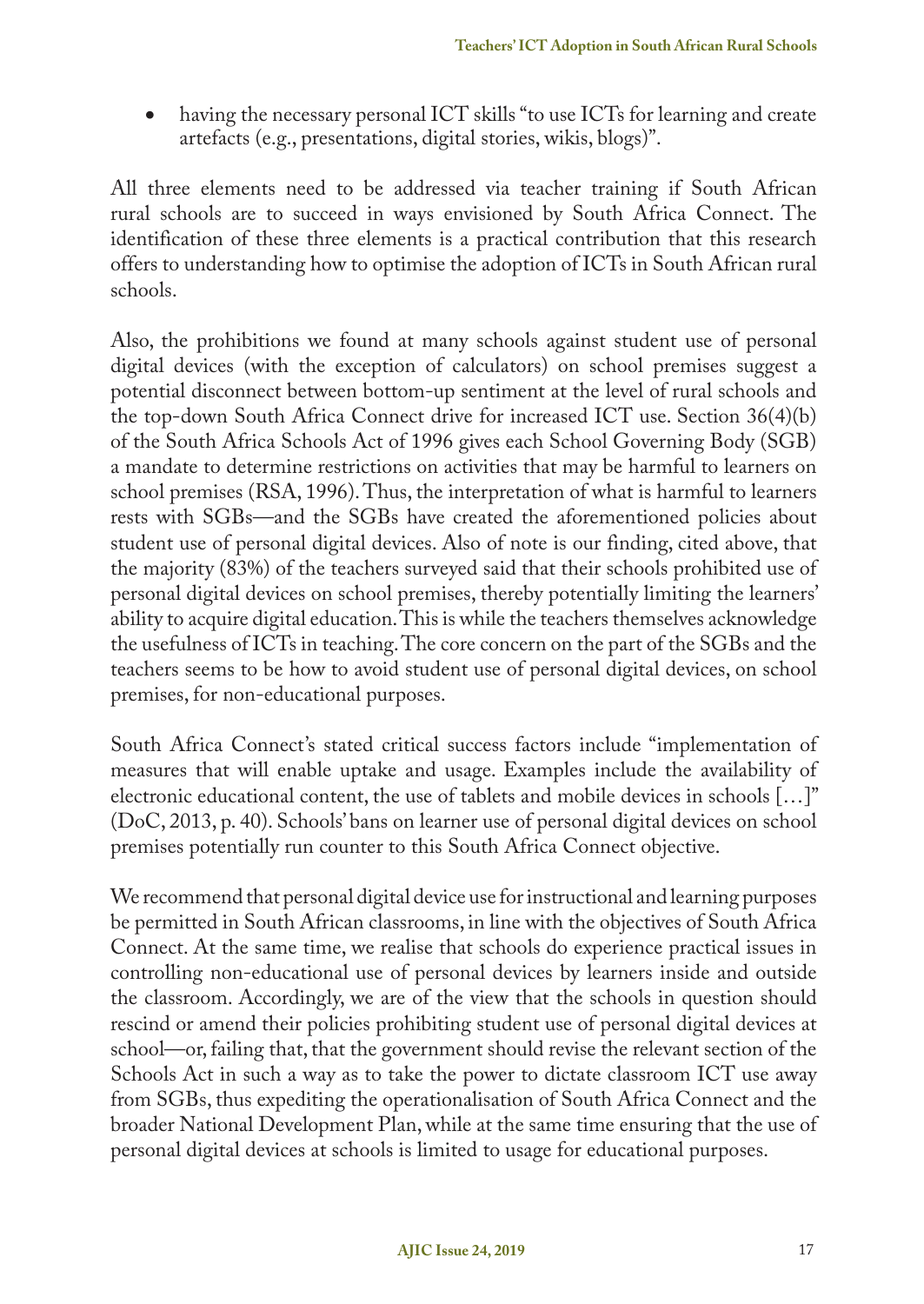- having the necessary personal ICT skills "to use ICTs for learning and create artefacts (e.g., presentations, digital stories, wikis, blogs)".

All three elements need to be addressed via teacher training if South African rural schools are to succeed in ways envisioned by South Africa Connect. The identification of these three elements is a practical contribution that this research offers to understanding how to optimise the adoption of ICTs in South African rural schools.

Also, the prohibitions we found at many schools against student use of personal digital devices (with the exception of calculators) on school premises suggest a potential disconnect between bottom-up sentiment at the level of rural schools and the top-down South Africa Connect drive for increased ICT use. Section 36(4)(b) of the South Africa Schools Act of 1996 gives each School Governing Body (SGB) a mandate to determine restrictions on activities that may be harmful to learners on school premises (RSA, 1996). Thus, the interpretation of what is harmful to learners rests with SGBs—and the SGBs have created the aforementioned policies about student use of personal digital devices. Also of note is our finding, cited above, that the majority (83%) of the teachers surveyed said that their schools prohibited use of personal digital devices on school premises, thereby potentially limiting the learners' ability to acquire digital education. This is while the teachers themselves acknowledge the usefulness of ICTs in teaching. The core concern on the part of the SGBs and the teachers seems to be how to avoid student use of personal digital devices, on school premises, for non-educational purposes.

South Africa Connect's stated critical success factors include "implementation of measures that will enable uptake and usage. Examples include the availability of electronic educational content, the use of tablets and mobile devices in schools […]" (DoC, 2013, p. 40). Schools' bans on learner use of personal digital devices on school premises potentially run counter to this South Africa Connect objective.

We recommend that personal digital device use for instructional and learning purposes be permitted in South African classrooms, in line with the objectives of South Africa Connect. At the same time, we realise that schools do experience practical issues in controlling non-educational use of personal devices by learners inside and outside the classroom. Accordingly, we are of the view that the schools in question should rescind or amend their policies prohibiting student use of personal digital devices at school—or, failing that, that the government should revise the relevant section of the Schools Act in such a way as to take the power to dictate classroom ICT use away from SGBs, thus expediting the operationalisation of South Africa Connect and the broader National Development Plan, while at the same time ensuring that the use of personal digital devices at schools is limited to usage for educational purposes.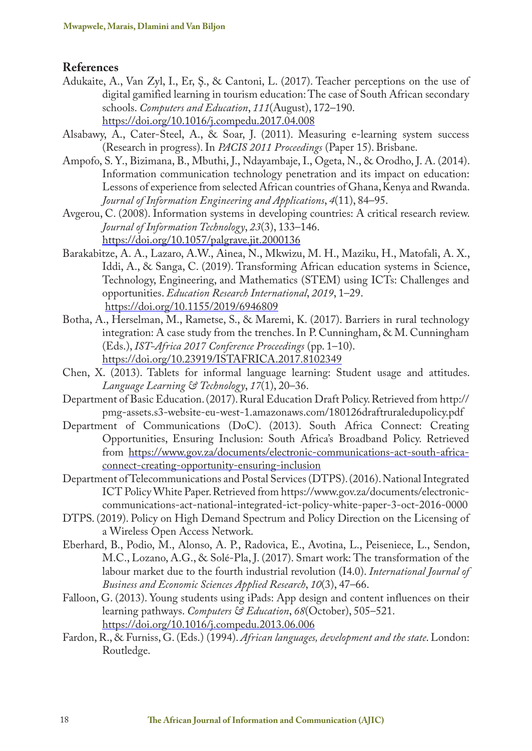## References

Adukaite, A., Van Zyl, I., Er, Ş., & Cantoni, L. (2017). Teacher perceptions on the use of digital gamified learning in tourism education: The case of South African secondary schools. *Computers and Education*, *111*(August), 172–190. https://doi.org/10.1016/j.compedu.2017.04.008

Alsabawy, A., Cater-Steel, A., & Soar, J. (2011). Measuring e-learning system success (Research in progress). In *PACIS 2011 Proceedings* (Paper 15). Brisbane.

Ampofo, S. Y., Bizimana, B., Mbuthi, J., Ndayambaje, I., Ogeta, N., & Orodho, J. A. (2014). Information communication technology penetration and its impact on education: Lessons of experience from selected African countries of Ghana, Kenya and Rwanda. *Journal of Information Engineering and Applications*, *4*(11), 84–95.

Avgerou, C. (2008). Information systems in developing countries: A critical research review. *Journal of Information Technology*, *23*(3), 133–146. https://doi.org/10.1057/palgrave.jit.2000136

Barakabitze, A. A., Lazaro, A.W., Ainea, N., Mkwizu, M. H., Maziku, H., Matofali, A. X., Iddi, A., & Sanga, C. (2019). Transforming African education systems in Science, Technology, Engineering, and Mathematics (STEM) using ICTs: Challenges and opportunities. *Education Research International*, *2019*, 1–29. https://doi.org/10.1155/2019/6946809

Botha, A., Herselman, M., Rametse, S., & Maremi, K. (2017). Barriers in rural technology integration: A case study from the trenches. In P. Cunningham, & M. Cunningham (Eds.), *IST-Africa 2017 Conference Proceedings* (pp. 1–10). https://doi.org/10.23919/ISTAFRICA.2017.8102349

Chen, X. (2013). Tablets for informal language learning: Student usage and attitudes. *Language Learning & Technology*, *17*(1), 20–36.

Department of Basic Education. (2017). Rural Education Draft Policy. Retrieved from http://pmg-assets.s3-website-eu-west-1.amazonaws.com/180126draftruraledupolicy.pdf

Department of Communications (DoC). (2013). South Africa Connect: Creating Opportunities, Ensuring Inclusion: South Africa's Broadband Policy. Retrieved from https://www.gov.za/documents/electronic-communications-act-south-africa-connect-creating-opportunity-ensuring-inclusion

Department of Telecommunications and Postal Services (DTPS). (2016). National Integrated ICT Policy White Paper. Retrieved from https://www.gov.za/documents/electronic-communications-act-national-integrated-ict-policy-white-paper-3-oct-2016-0000

DTPS. (2019). Policy on High Demand Spectrum and Policy Direction on the Licensing of a Wireless Open Access Network.

Eberhard, B., Podio, M., Alonso, A. P., Radovica, E., Avotina, L., Peiseniece, L., Sendon, M.C., Lozano, A.G., & Solé-Pla, J. (2017). Smart work: The transformation of the labour market due to the fourth industrial revolution (I4.0). *International Journal of Business and Economic Sciences Applied Research*, *10*(3), 47–66.

Falloon, G. (2013). Young students using iPads: App design and content influences on their learning pathways. *Computers & Education*, *68*(October), 505–521. https://doi.org/10.1016/j.compedu.2013.06.006

Fardon, R., & Furniss, G. (Eds.) (1994). *African languages, development and the state*. London: Routledge.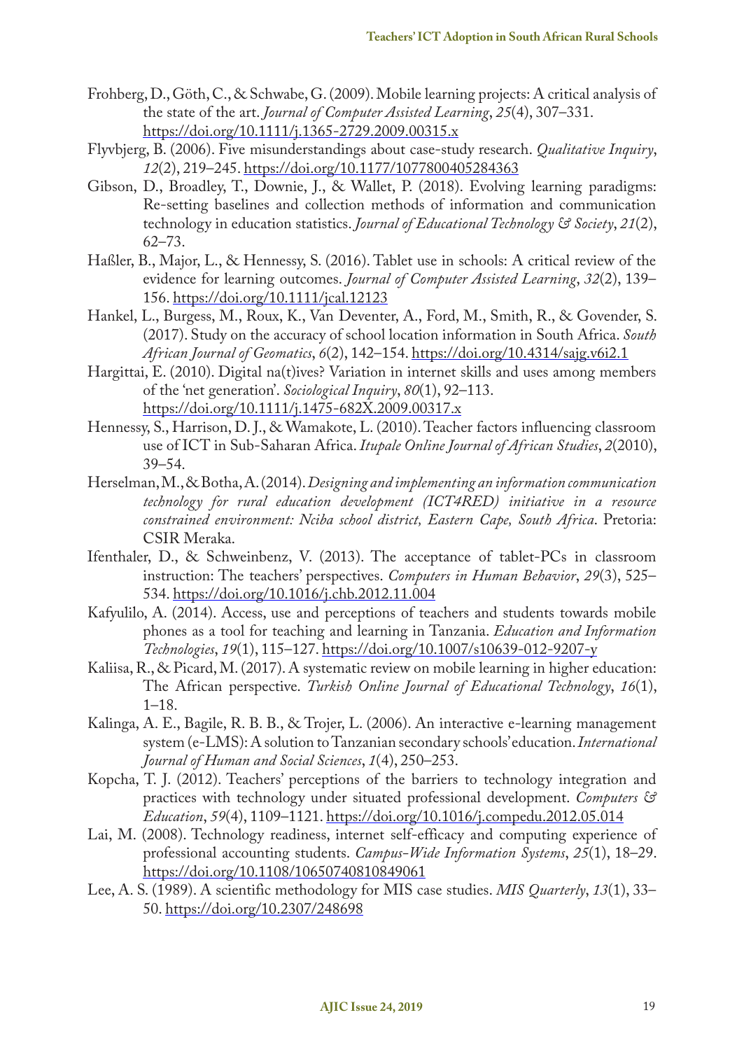Frohberg, D., Göth, C., & Schwabe, G. (2009). Mobile learning projects: A critical analysis of the state of the art. *Journal of Computer Assisted Learning*, *25*(4), 307–331. https://doi.org/10.1111/j.1365-2729.2009.00315.x

Flyvbjerg, B. (2006). Five misunderstandings about case-study research. *Qualitative Inquiry*, *12*(2), 219–245. https://doi.org/10.1177/1077800405284363

Gibson, D., Broadley, T., Downie, J., & Wallet, P. (2018). Evolving learning paradigms: Re-setting baselines and collection methods of information and communication technology in education statistics. *Journal of Educational Technology & Society*, *21*(2), 62–73.

Haßler, B., Major, L., & Hennessy, S. (2016). Tablet use in schools: A critical review of the evidence for learning outcomes. *Journal of Computer Assisted Learning*, *32*(2), 139–156. https://doi.org/10.1111/jcal.12123

Hankel, L., Burgess, M., Roux, K., Van Deventer, A., Ford, M., Smith, R., & Govender, S. (2017). Study on the accuracy of school location information in South Africa. *South African Journal of Geomatics*, *6*(2), 142–154. https://doi.org/10.4314/sajg.v6i2.1

Hargittai, E. (2010). Digital na(t)ives? Variation in internet skills and uses among members of the 'net generation'. *Sociological Inquiry*, *80*(1), 92–113. https://doi.org/10.1111/j.1475-682X.2009.00317.x

Hennessy, S., Harrison, D. J., & Wamakote, L. (2010). Teacher factors influencing classroom use of ICT in Sub-Saharan Africa. *Itupale Online Journal of African Studies*, *2*(2010), 39–54.

Herselman, M., & Botha, A. (2014). *Designing and implementing an information communication technology for rural education development (ICT4RED) initiative in a resource constrained environment: Nciba school district, Eastern Cape, South Africa*. Pretoria: CSIR Meraka.

Ifenthaler, D., & Schweinbenz, V. (2013). The acceptance of tablet-PCs in classroom instruction: The teachers' perspectives. *Computers in Human Behavior*, *29*(3), 525–534. https://doi.org/10.1016/j.chb.2012.11.004

Kafyulilo, A. (2014). Access, use and perceptions of teachers and students towards mobile phones as a tool for teaching and learning in Tanzania. *Education and Information Technologies*, *19*(1), 115–127. https://doi.org/10.1007/s10639-012-9207-y

Kaliisa, R., & Picard, M. (2017). A systematic review on mobile learning in higher education: The African perspective. *Turkish Online Journal of Educational Technology*, *16*(1), 1–18.

Kalinga, A. E., Bagile, R. B. B., & Trojer, L. (2006). An interactive e-learning management system (e-LMS): A solution to Tanzanian secondary schools' education. *International Journal of Human and Social Sciences*, *1*(4), 250–253.

Kopcha, T. J. (2012). Teachers' perceptions of the barriers to technology integration and practices with technology under situated professional development. *Computers & Education*, *59*(4), 1109–1121. https://doi.org/10.1016/j.compedu.2012.05.014

Lai, M. (2008). Technology readiness, internet self-efficacy and computing experience of professional accounting students. *Campus-Wide Information Systems*, *25*(1), 18–29. https://doi.org/10.1108/10650740810849061

Lee, A. S. (1989). A scientific methodology for MIS case studies. *MIS Quarterly*, *13*(1), 33–50. https://doi.org/10.2307/248698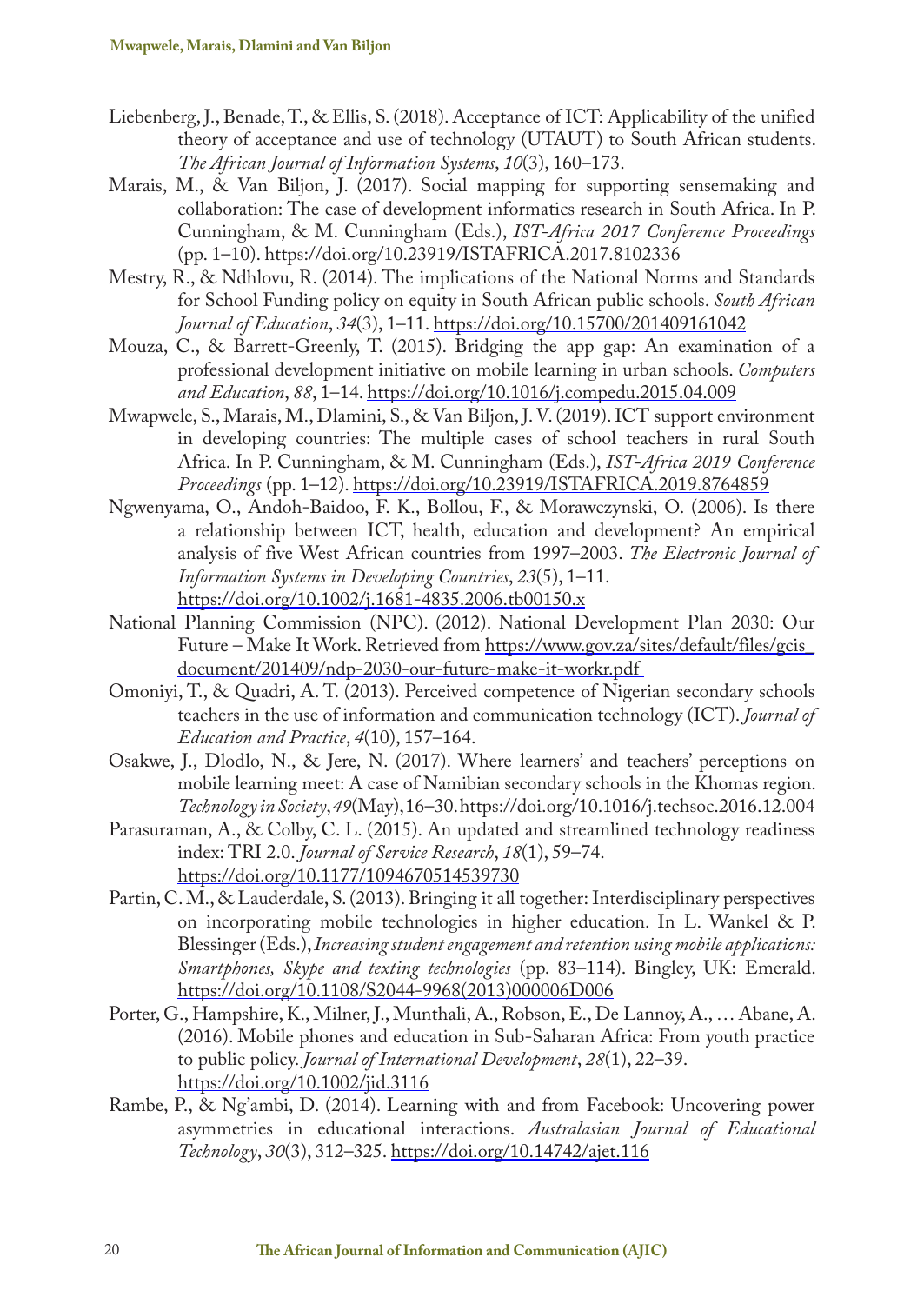Liebenberg, J., Benade, T., & Ellis, S. (2018). Acceptance of ICT: Applicability of the unified theory of acceptance and use of technology (UTAUT) to South African students. *The African Journal of Information Systems*, *10*(3), 160–173.

Marais, M., & Van Biljon, J. (2017). Social mapping for supporting sensemaking and collaboration: The case of development informatics research in South Africa. In P. Cunningham, & M. Cunningham (Eds.), *IST-Africa 2017 Conference Proceedings* (pp. 1–10). https://doi.org/10.23919/ISTAFRICA.2017.8102336

Mestry, R., & Ndhlovu, R. (2014). The implications of the National Norms and Standards for School Funding policy on equity in South African public schools. *South African Journal of Education*, *34*(3), 1–11. https://doi.org/10.15700/201409161042

Mouza, C., & Barrett-Greenly, T. (2015). Bridging the app gap: An examination of a professional development initiative on mobile learning in urban schools. *Computers and Education*, *88*, 1–14. https://doi.org/10.1016/j.compedu.2015.04.009

Mwapwele, S., Marais, M., Dlamini, S., & Van Biljon, J. V. (2019). ICT support environment in developing countries: The multiple cases of school teachers in rural South Africa. In P. Cunningham, & M. Cunningham (Eds.), *IST-Africa 2019 Conference Proceedings* (pp. 1–12). https://doi.org/10.23919/ISTAFRICA.2019.8764859

Ngwenyama, O., Andoh-Baidoo, F. K., Bollou, F., & Morawczynski, O. (2006). Is there a relationship between ICT, health, education and development? An empirical analysis of five West African countries from 1997–2003. *The Electronic Journal of Information Systems in Developing Countries*, *23*(5), 1–11. https://doi.org/10.1002/j.1681-4835.2006.tb00150.x

National Planning Commission (NPC). (2012). National Development Plan 2030: Our Future – Make It Work. Retrieved from https://www.gov.za/sites/default/files/gcis_document/201409/ndp-2030-our-future-make-it-workr.pdf

Omoniyi, T., & Quadri, A. T. (2013). Perceived competence of Nigerian secondary schools teachers in the use of information and communication technology (ICT). *Journal of Education and Practice*, *4*(10), 157–164.

Osakwe, J., Dlodlo, N., & Jere, N. (2017). Where learners' and teachers' perceptions on mobile learning meet: A case of Namibian secondary schools in the Khomas region. *Technology in Society*, *49*(May), 16–30. https://doi.org/10.1016/j.techsoc.2016.12.004

Parasuraman, A., & Colby, C. L. (2015). An updated and streamlined technology readiness index: TRI 2.0. *Journal of Service Research*, *18*(1), 59–74. https://doi.org/10.1177/1094670514539730

Partin, C. M., & Lauderdale, S. (2013). Bringing it all together: Interdisciplinary perspectives on incorporating mobile technologies in higher education. In L. Wankel & P. Blessinger (Eds.), *Increasing student engagement and retention using mobile applications: Smartphones, Skype and texting technologies* (pp. 83–114). Bingley, UK: Emerald. https://doi.org/10.1108/S2044-9968(2013)000006D006

Porter, G., Hampshire, K., Milner, J., Munthali, A., Robson, E., De Lannoy, A., … Abane, A. (2016). Mobile phones and education in Sub-Saharan Africa: From youth practice to public policy. *Journal of International Development*, *28*(1), 22–39. https://doi.org/10.1002/jid.3116

Rambe, P., & Ng'ambi, D. (2014). Learning with and from Facebook: Uncovering power asymmetries in educational interactions. *Australasian Journal of Educational Technology*, *30*(3), 312–325. https://doi.org/10.14742/ajet.116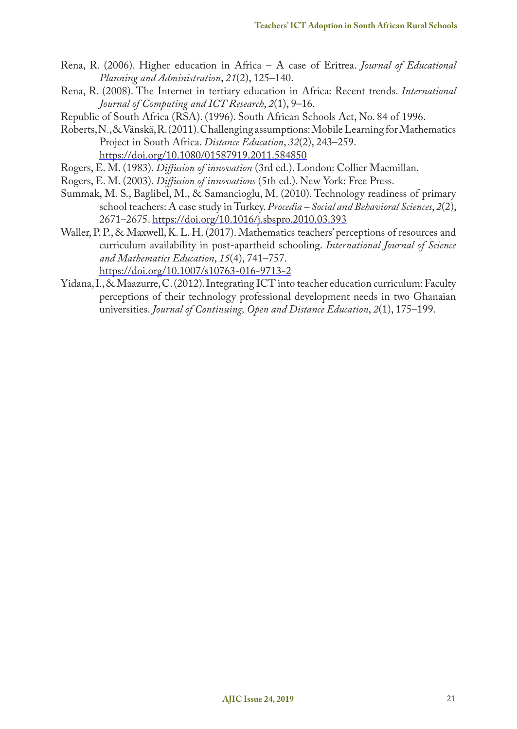Rena, R. (2006). Higher education in Africa – A case of Eritrea. *Journal of Educational Planning and Administration*, *21*(2), 125–140.

Rena, R. (2008). The Internet in tertiary education in Africa: Recent trends. *International Journal of Computing and ICT Research*, *2*(1), 9–16.

Republic of South Africa (RSA). (1996). South African Schools Act, No. 84 of 1996.

Roberts, N., & Vänskä, R. (2011). Challenging assumptions: Mobile Learning for Mathematics Project in South Africa. *Distance Education*, *32*(2), 243–259. https://doi.org/10.1080/01587919.2011.584850

Rogers, E. M. (1983). *Diffusion of innovation* (3rd ed.). London: Collier Macmillan.

Rogers, E. M. (2003). *Diffusion of innovations* (5th ed.). New York: Free Press.

Summak, M. S., Baglibel, M., & Samancioglu, M. (2010). Technology readiness of primary school teachers: A case study in Turkey. *Procedia – Social and Behavioral Sciences*, *2*(2), 2671–2675. https://doi.org/10.1016/j.sbspro.2010.03.393

Waller, P. P., & Maxwell, K. L. H. (2017). Mathematics teachers' perceptions of resources and curriculum availability in post-apartheid schooling. *International Journal of Science and Mathematics Education*, *15*(4), 741–757. https://doi.org/10.1007/s10763-016-9713-2

Yidana, I., & Maazurre, C. (2012). Integrating ICT into teacher education curriculum: Faculty perceptions of their technology professional development needs in two Ghanaian universities. *Journal of Continuing, Open and Distance Education*, *2*(1), 175–199.